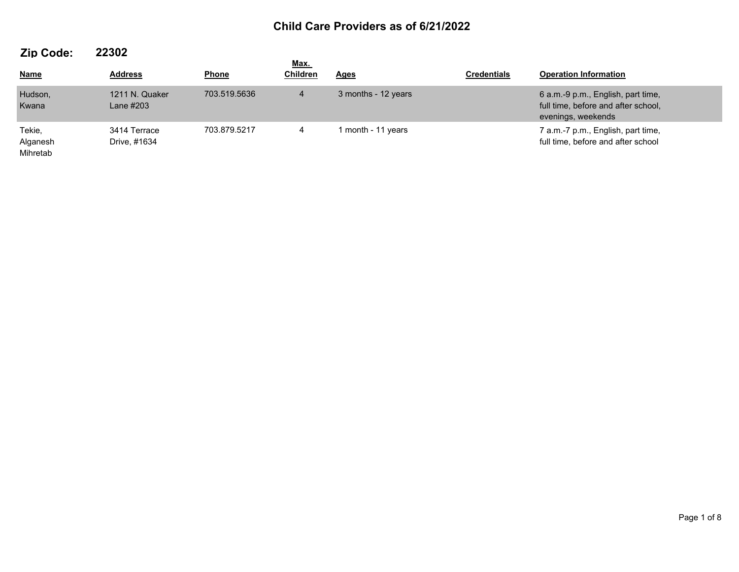# Child Care Providers as of 6/21/2022

## Zip Code: 22302

| Name | Address | Phone | Max. Children | Ages | Credentials | Operation Information |
|---|---|---|---|---|---|---|
| Hudson, Kwana | 1211 N. Quaker Lane #203 | 703.519.5636 | 4 | 3 months - 12 years | | 6 a.m.-9 p.m., English, part time, full time, before and after school, evenings, weekends |
| Tekie, Alganesh Mihretab | 3414 Terrace Drive, #1634 | 703.879.5217 | 4 | 1 month - 11 years | | 7 a.m.-7 p.m., English, part time, full time, before and after school |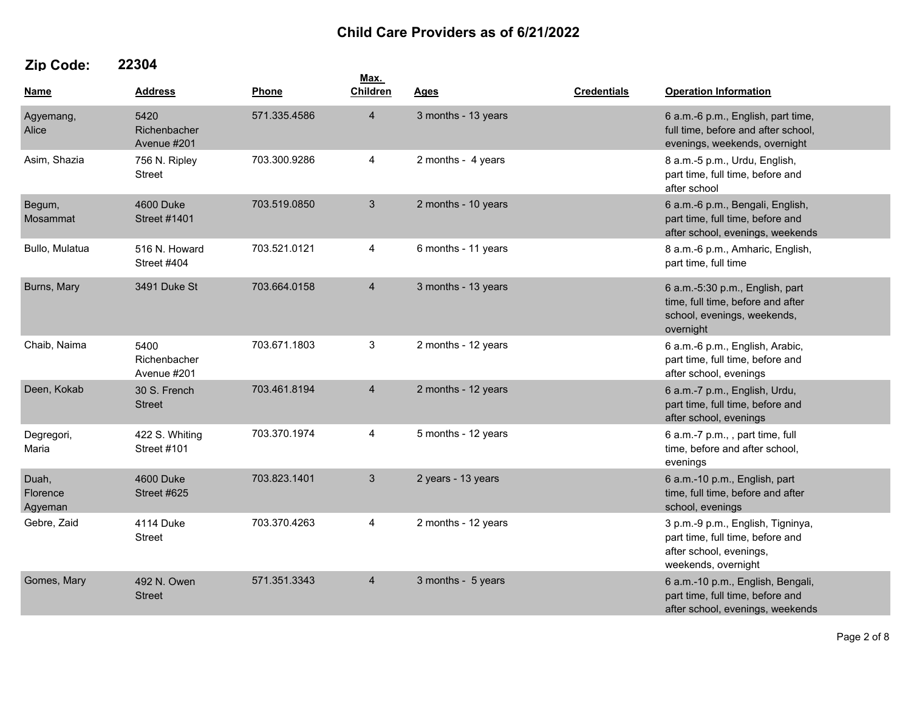# Child Care Providers as of 6/21/2022

## Zip Code: 22304

| Name | Address | Phone | Max. Children | Ages | Credentials | Operation Information |
|---|---|---|---|---|---|---|
| Agyemang, Alice | 5420 Richenbacher Avenue #201 | 571.335.4586 | 4 | 3 months - 13 years | | 6 a.m.-6 p.m., English, part time, full time, before and after school, evenings, weekends, overnight |
| Asim, Shazia | 756 N. Ripley Street | 703.300.9286 | 4 | 2 months - 4 years | | 8 a.m.-5 p.m., Urdu, English, part time, full time, before and after school |
| Begum, Mosammat | 4600 Duke Street #1401 | 703.519.0850 | 3 | 2 months - 10 years | | 6 a.m.-6 p.m., Bengali, English, part time, full time, before and after school, evenings, weekends |
| Bullo, Mulatua | 516 N. Howard Street #404 | 703.521.0121 | 4 | 6 months - 11 years | | 8 a.m.-6 p.m., Amharic, English, part time, full time |
| Burns, Mary | 3491 Duke St | 703.664.0158 | 4 | 3 months - 13 years | | 6 a.m.-5:30 p.m., English, part time, full time, before and after school, evenings, weekends, overnight |
| Chaib, Naima | 5400 Richenbacher Avenue #201 | 703.671.1803 | 3 | 2 months - 12 years | | 6 a.m.-6 p.m., English, Arabic, part time, full time, before and after school, evenings |
| Deen, Kokab | 30 S. French Street | 703.461.8194 | 4 | 2 months - 12 years | | 6 a.m.-7 p.m., English, Urdu, part time, full time, before and after school, evenings |
| Degregori, Maria | 422 S. Whiting Street #101 | 703.370.1974 | 4 | 5 months - 12 years | | 6 a.m.-7 p.m., , part time, full time, before and after school, evenings |
| Duah, Florence Agyeman | 4600 Duke Street #625 | 703.823.1401 | 3 | 2 years - 13 years | | 6 a.m.-10 p.m., English, part time, full time, before and after school, evenings |
| Gebre, Zaid | 4114 Duke Street | 703.370.4263 | 4 | 2 months - 12 years | | 3 p.m.-9 p.m., English, Tigninya, part time, full time, before and after school, evenings, weekends, overnight |
| Gomes, Mary | 492 N. Owen Street | 571.351.3343 | 4 | 3 months - 5 years | | 6 a.m.-10 p.m., English, Bengali, part time, full time, before and after school, evenings, weekends |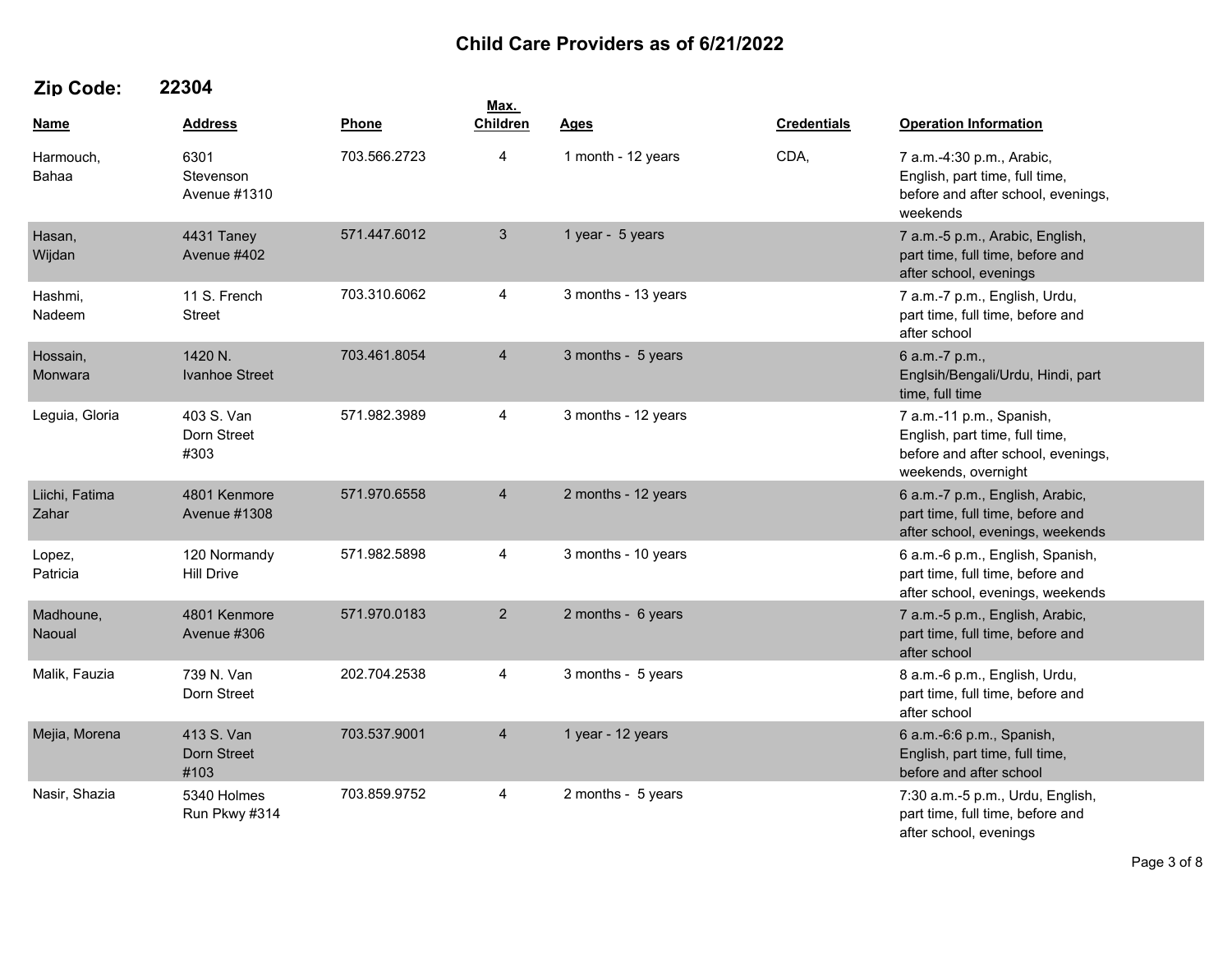# Child Care Providers as of 6/21/2022

## Zip Code: 22304

| Name | Address | Phone | Max. Children | Ages | Credentials | Operation Information |
|---|---|---|---|---|---|---|
| Harmouch, Bahaa | 6301 Stevenson Avenue #1310 | 703.566.2723 | 4 | 1 month - 12 years | CDA, | 7 a.m.-4:30 p.m., Arabic, English, part time, full time, before and after school, evenings, weekends |
| Hasan, Wijdan | 4431 Taney Avenue #402 | 571.447.6012 | 3 | 1 year - 5 years | | 7 a.m.-5 p.m., Arabic, English, part time, full time, before and after school, evenings |
| Hashmi, Nadeem | 11 S. French Street | 703.310.6062 | 4 | 3 months - 13 years | | 7 a.m.-7 p.m., English, Urdu, part time, full time, before and after school |
| Hossain, Monwara | 1420 N. Ivanhoe Street | 703.461.8054 | 4 | 3 months - 5 years | | 6 a.m.-7 p.m., Englsih/Bengali/Urdu, Hindi, part time, full time |
| Leguia, Gloria | 403 S. Van Dorn Street #303 | 571.982.3989 | 4 | 3 months - 12 years | | 7 a.m.-11 p.m., Spanish, English, part time, full time, before and after school, evenings, weekends, overnight |
| Liichi, Fatima Zahar | 4801 Kenmore Avenue #1308 | 571.970.6558 | 4 | 2 months - 12 years | | 6 a.m.-7 p.m., English, Arabic, part time, full time, before and after school, evenings, weekends |
| Lopez, Patricia | 120 Normandy Hill Drive | 571.982.5898 | 4 | 3 months - 10 years | | 6 a.m.-6 p.m., English, Spanish, part time, full time, before and after school, evenings, weekends |
| Madhoune, Naoual | 4801 Kenmore Avenue #306 | 571.970.0183 | 2 | 2 months - 6 years | | 7 a.m.-5 p.m., English, Arabic, part time, full time, before and after school |
| Malik, Fauzia | 739 N. Van Dorn Street | 202.704.2538 | 4 | 3 months - 5 years | | 8 a.m.-6 p.m., English, Urdu, part time, full time, before and after school |
| Mejia, Morena | 413 S. Van Dorn Street #103 | 703.537.9001 | 4 | 1 year - 12 years | | 6 a.m.-6:6 p.m., Spanish, English, part time, full time, before and after school |
| Nasir, Shazia | 5340 Holmes Run Pkwy #314 | 703.859.9752 | 4 | 2 months - 5 years | | 7:30 a.m.-5 p.m., Urdu, English, part time, full time, before and after school, evenings |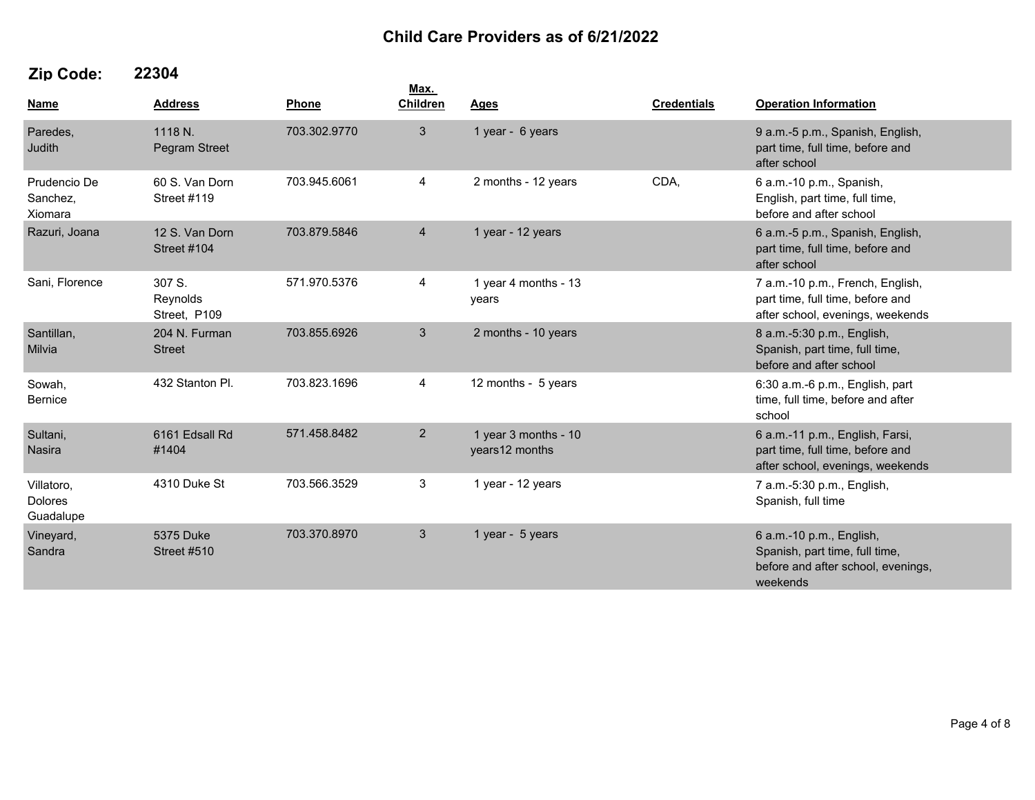# Child Care Providers as of 6/21/2022

## Zip Code: 22304

| Name | Address | Phone | Max. Children | Ages | Credentials | Operation Information |
|---|---|---|---|---|---|---|
| Paredes, Judith | 1118 N. Pegram Street | 703.302.9770 | 3 | 1 year - 6 years | | 9 a.m.-5 p.m., Spanish, English, part time, full time, before and after school |
| Prudencio De Sanchez, Xiomara | 60 S. Van Dorn Street #119 | 703.945.6061 | 4 | 2 months - 12 years | CDA, | 6 a.m.-10 p.m., Spanish, English, part time, full time, before and after school |
| Razuri, Joana | 12 S. Van Dorn Street #104 | 703.879.5846 | 4 | 1 year - 12 years | | 6 a.m.-5 p.m., Spanish, English, part time, full time, before and after school |
| Sani, Florence | 307 S. Reynolds Street, P109 | 571.970.5376 | 4 | 1 year 4 months - 13 years | | 7 a.m.-10 p.m., French, English, part time, full time, before and after school, evenings, weekends |
| Santillan, Milvia | 204 N. Furman Street | 703.855.6926 | 3 | 2 months - 10 years | | 8 a.m.-5:30 p.m., English, Spanish, part time, full time, before and after school |
| Sowah, Bernice | 432 Stanton Pl. | 703.823.1696 | 4 | 12 months - 5 years | | 6:30 a.m.-6 p.m., English, part time, full time, before and after school |
| Sultani, Nasira | 6161 Edsall Rd #1404 | 571.458.8482 | 2 | 1 year 3 months - 10 years12 months | | 6 a.m.-11 p.m., English, Farsi, part time, full time, before and after school, evenings, weekends |
| Villatoro, Dolores Guadalupe | 4310 Duke St | 703.566.3529 | 3 | 1 year - 12 years | | 7 a.m.-5:30 p.m., English, Spanish, full time |
| Vineyard, Sandra | 5375 Duke Street #510 | 703.370.8970 | 3 | 1 year - 5 years | | 6 a.m.-10 p.m., English, Spanish, part time, full time, before and after school, evenings, weekends |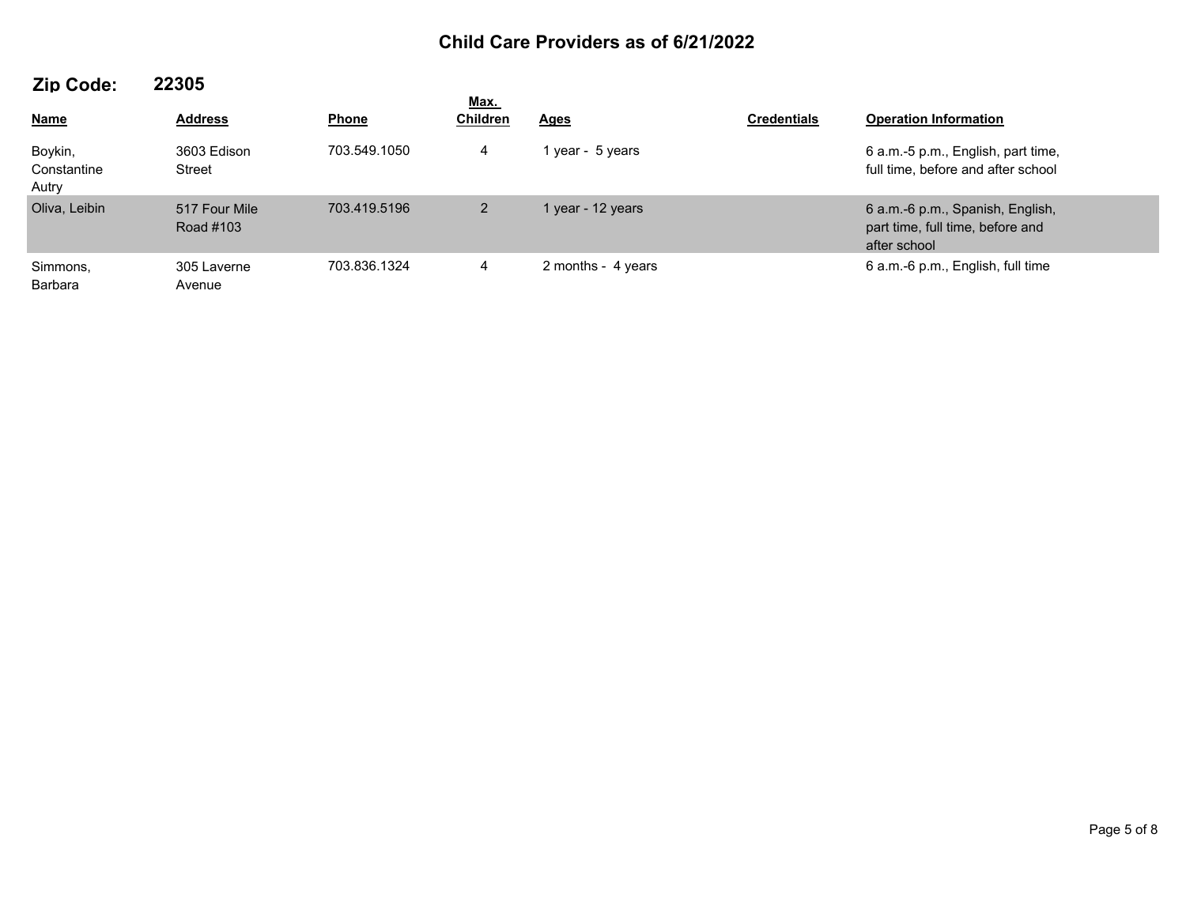# Child Care Providers as of 6/21/2022

## Zip Code: 22305

| Name | Address | Phone | Max. Children | Ages | Credentials | Operation Information |
|---|---|---|---|---|---|---|
| Boykin, Constantine Autry | 3603 Edison Street | 703.549.1050 | 4 | 1 year - 5 years | | 6 a.m.-5 p.m., English, part time, full time, before and after school |
| Oliva, Leibin | 517 Four Mile Road #103 | 703.419.5196 | 2 | 1 year - 12 years | | 6 a.m.-6 p.m., Spanish, English, part time, full time, before and after school |
| Simmons, Barbara | 305 Laverne Avenue | 703.836.1324 | 4 | 2 months - 4 years | | 6 a.m.-6 p.m., English, full time |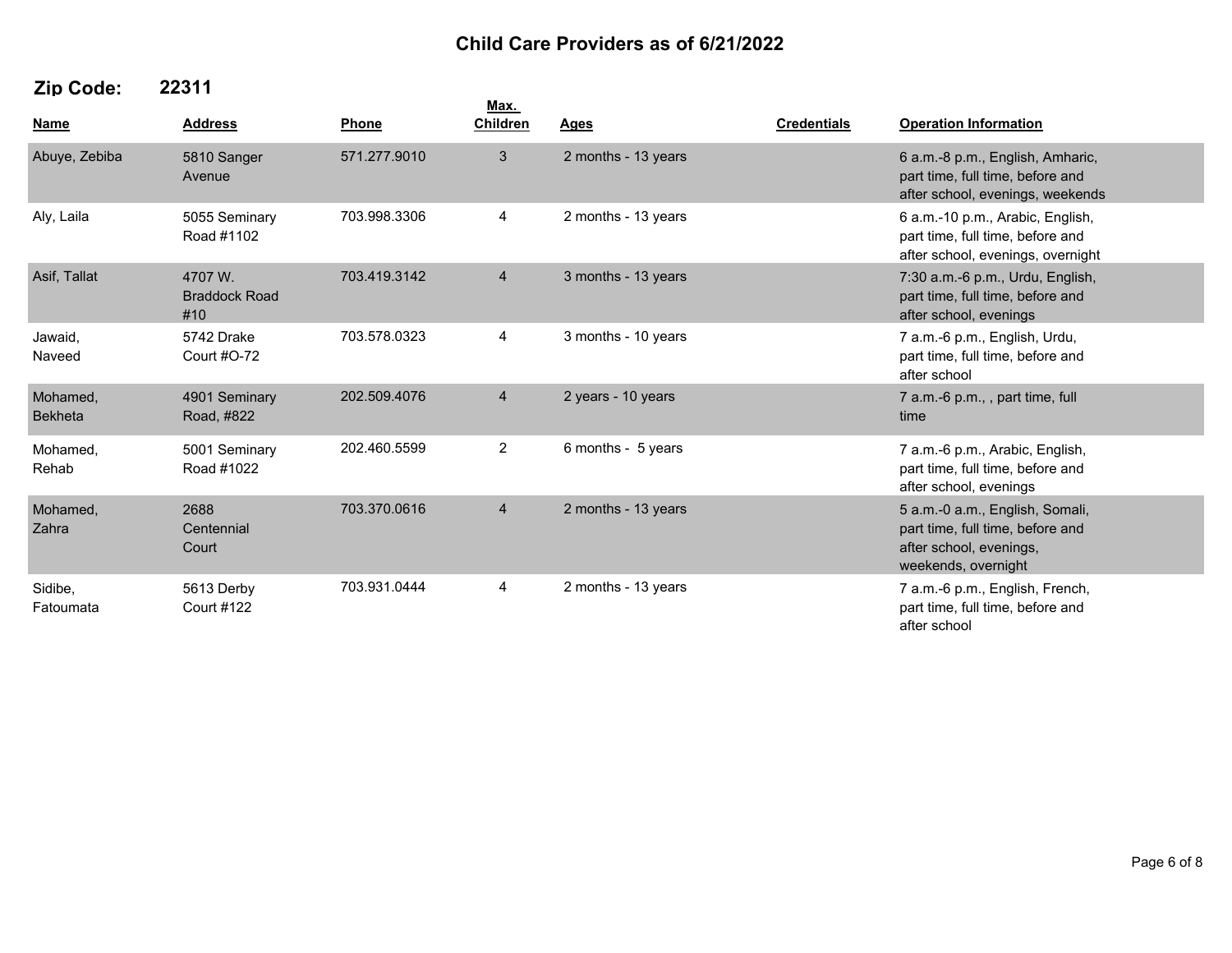# Child Care Providers as of 6/21/2022

## Zip Code: 22311

| Name | Address | Phone | Max. Children | Ages | Credentials | Operation Information |
|---|---|---|---|---|---|---|
| Abuye, Zebiba | 5810 Sanger Avenue | 571.277.9010 | 3 | 2 months - 13 years | | 6 a.m.-8 p.m., English, Amharic, part time, full time, before and after school, evenings, weekends |
| Aly, Laila | 5055 Seminary Road #1102 | 703.998.3306 | 4 | 2 months - 13 years | | 6 a.m.-10 p.m., Arabic, English, part time, full time, before and after school, evenings, overnight |
| Asif, Tallat | 4707 W. Braddock Road #10 | 703.419.3142 | 4 | 3 months - 13 years | | 7:30 a.m.-6 p.m., Urdu, English, part time, full time, before and after school, evenings |
| Jawaid, Naveed | 5742 Drake Court #O-72 | 703.578.0323 | 4 | 3 months - 10 years | | 7 a.m.-6 p.m., English, Urdu, part time, full time, before and after school |
| Mohamed, Bekheta | 4901 Seminary Road, #822 | 202.509.4076 | 4 | 2 years - 10 years | | 7 a.m.-6 p.m., , part time, full time |
| Mohamed, Rehab | 5001 Seminary Road #1022 | 202.460.5599 | 2 | 6 months - 5 years | | 7 a.m.-6 p.m., Arabic, English, part time, full time, before and after school, evenings |
| Mohamed, Zahra | 2688 Centennial Court | 703.370.0616 | 4 | 2 months - 13 years | | 5 a.m.-0 a.m., English, Somali, part time, full time, before and after school, evenings, weekends, overnight |
| Sidibe, Fatoumata | 5613 Derby Court #122 | 703.931.0444 | 4 | 2 months - 13 years | | 7 a.m.-6 p.m., English, French, part time, full time, before and after school |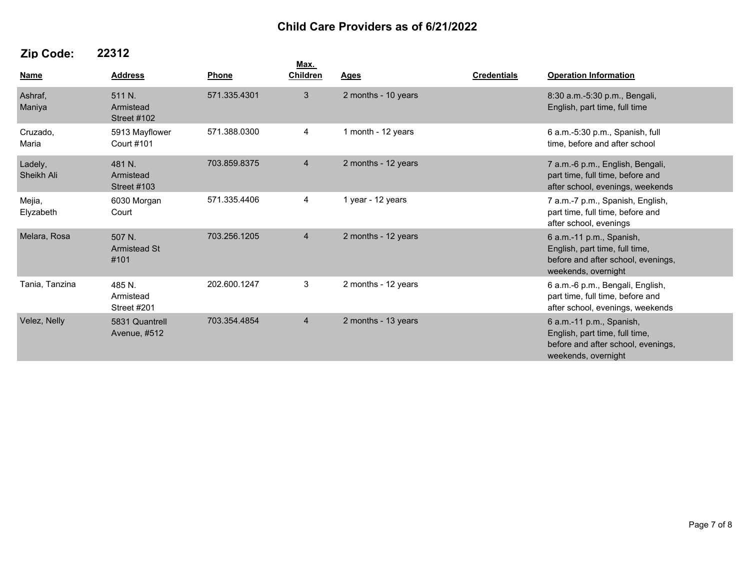# Child Care Providers as of 6/21/2022

## Zip Code: 22312

| Name | Address | Phone | Max. Children | Ages | Credentials | Operation Information |
|---|---|---|---|---|---|---|
| Ashraf, Maniya | 511 N. Armistead Street #102 | 571.335.4301 | 3 | 2 months - 10 years | | 8:30 a.m.-5:30 p.m., Bengali, English, part time, full time |
| Cruzado, Maria | 5913 Mayflower Court #101 | 571.388.0300 | 4 | 1 month - 12 years | | 6 a.m.-5:30 p.m., Spanish, full time, before and after school |
| Ladely, Sheikh Ali | 481 N. Armistead Street #103 | 703.859.8375 | 4 | 2 months - 12 years | | 7 a.m.-6 p.m., English, Bengali, part time, full time, before and after school, evenings, weekends |
| Mejia, Elyzabeth | 6030 Morgan Court | 571.335.4406 | 4 | 1 year - 12 years | | 7 a.m.-7 p.m., Spanish, English, part time, full time, before and after school, evenings |
| Melara, Rosa | 507 N. Armistead St #101 | 703.256.1205 | 4 | 2 months - 12 years | | 6 a.m.-11 p.m., Spanish, English, part time, full time, before and after school, evenings, weekends, overnight |
| Tania, Tanzina | 485 N. Armistead Street #201 | 202.600.1247 | 3 | 2 months - 12 years | | 6 a.m.-6 p.m., Bengali, English, part time, full time, before and after school, evenings, weekends |
| Velez, Nelly | 5831 Quantrell Avenue, #512 | 703.354.4854 | 4 | 2 months - 13 years | | 6 a.m.-11 p.m., Spanish, English, part time, full time, before and after school, evenings, weekends, overnight |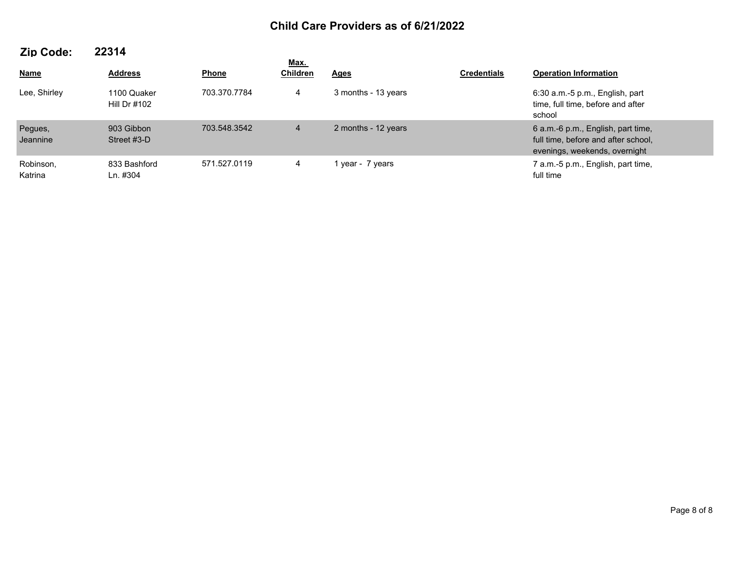# Child Care Providers as of 6/21/2022

## Zip Code: 22314

| Name | Address | Phone | Max. Children | Ages | Credentials | Operation Information |
|---|---|---|---|---|---|---|
| Lee, Shirley | 1100 Quaker Hill Dr #102 | 703.370.7784 | 4 | 3 months - 13 years | | 6:30 a.m.-5 p.m., English, part time, full time, before and after school |
| Pegues, Jeannine | 903 Gibbon Street #3-D | 703.548.3542 | 4 | 2 months - 12 years | | 6 a.m.-6 p.m., English, part time, full time, before and after school, evenings, weekends, overnight |
| Robinson, Katrina | 833 Bashford Ln. #304 | 571.527.0119 | 4 | 1 year - 7 years | | 7 a.m.-5 p.m., English, part time, full time |